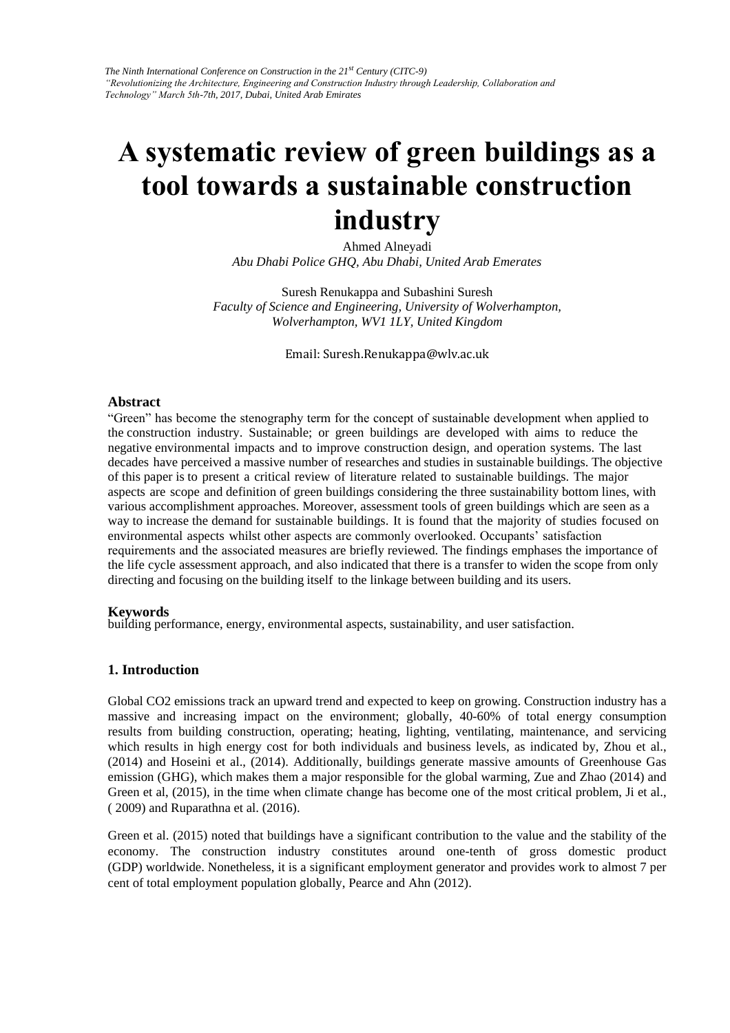# A systematic review of green buildings as a tool towards a sustainable construction industry

Ahmed Alneyadi
*Abu Dhabi Police GHQ, Abu Dhabi, United Arab Emerates*

Suresh Renukappa and Subashini Suresh
*Faculty of Science and Engineering, University of Wolverhampton, Wolverhampton, WV1 1LY, United Kingdom*

Email: Suresh.Renukappa@wlv.ac.uk

## Abstract

"Green" has become the stenography term for the concept of sustainable development when applied to the construction industry. Sustainable; or green buildings are developed with aims to reduce the negative environmental impacts and to improve construction design, and operation systems. The last decades have perceived a massive number of researches and studies in sustainable buildings. The objective of this paper is to present a critical review of literature related to sustainable buildings. The major aspects are scope and definition of green buildings considering the three sustainability bottom lines, with various accomplishment approaches. Moreover, assessment tools of green buildings which are seen as a way to increase the demand for sustainable buildings. It is found that the majority of studies focused on environmental aspects whilst other aspects are commonly overlooked. Occupants' satisfaction requirements and the associated measures are briefly reviewed. The findings emphases the importance of the life cycle assessment approach, and also indicated that there is a transfer to widen the scope from only directing and focusing on the building itself to the linkage between building and its users.

## Keywords

building performance, energy, environmental aspects, sustainability, and user satisfaction.

## 1. Introduction

Global $CO_2$ emissions track an upward trend and expected to keep on growing. Construction industry has a massive and increasing impact on the environment; globally, 40-60% of total energy consumption results from building construction, operating; heating, lighting, ventilating, maintenance, and servicing which results in high energy cost for both individuals and business levels, as indicated by, Zhou et al., (2014) and Hoseini et al., (2014). Additionally, buildings generate massive amounts of Greenhouse Gas emission (GHG), which makes them a major responsible for the global warming, Zue and Zhao (2014) and Green et al, (2015), in the time when climate change has become one of the most critical problem, Ji et al., ( 2009) and Ruparathna et al. (2016).

Green et al. (2015) noted that buildings have a significant contribution to the value and the stability of the economy. The construction industry constitutes around one-tenth of gross domestic product (GDP) worldwide. Nonetheless, it is a significant employment generator and provides work to almost 7 per cent of total employment population globally, Pearce and Ahn (2012).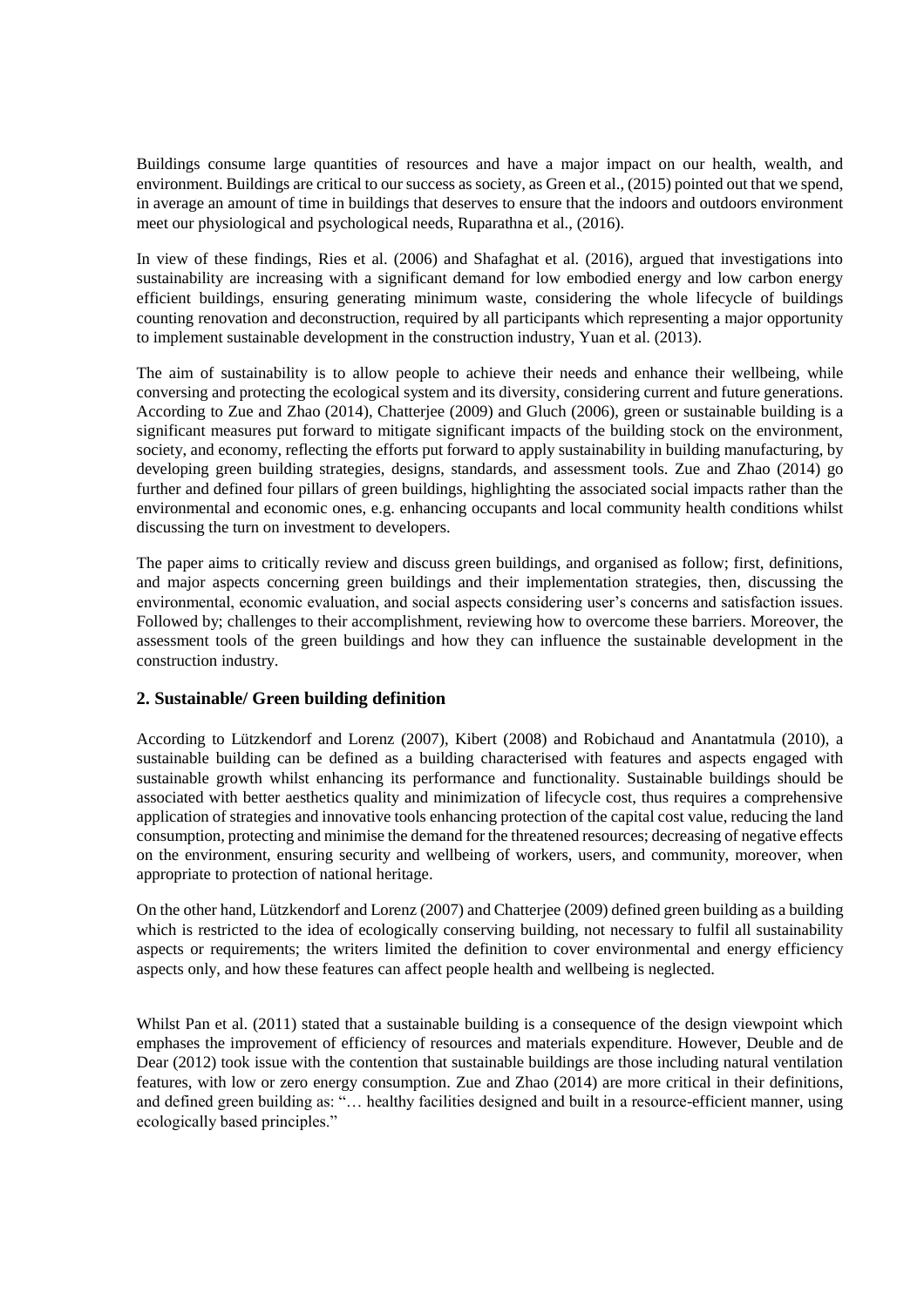Buildings consume large quantities of resources and have a major impact on our health, wealth, and environment. Buildings are critical to our success as society, as Green et al., (2015) pointed out that we spend, in average an amount of time in buildings that deserves to ensure that the indoors and outdoors environment meet our physiological and psychological needs, Ruparathna et al., (2016).

In view of these findings, Ries et al. (2006) and Shafaghat et al. (2016), argued that investigations into sustainability are increasing with a significant demand for low embodied energy and low carbon energy efficient buildings, ensuring generating minimum waste, considering the whole lifecycle of buildings counting renovation and deconstruction, required by all participants which representing a major opportunity to implement sustainable development in the construction industry, Yuan et al. (2013).

The aim of sustainability is to allow people to achieve their needs and enhance their wellbeing, while conversing and protecting the ecological system and its diversity, considering current and future generations. According to Zue and Zhao (2014), Chatterjee (2009) and Gluch (2006), green or sustainable building is a significant measures put forward to mitigate significant impacts of the building stock on the environment, society, and economy, reflecting the efforts put forward to apply sustainability in building manufacturing, by developing green building strategies, designs, standards, and assessment tools. Zue and Zhao (2014) go further and defined four pillars of green buildings, highlighting the associated social impacts rather than the environmental and economic ones, e.g. enhancing occupants and local community health conditions whilst discussing the turn on investment to developers.

The paper aims to critically review and discuss green buildings, and organised as follow; first, definitions, and major aspects concerning green buildings and their implementation strategies, then, discussing the environmental, economic evaluation, and social aspects considering user's concerns and satisfaction issues. Followed by; challenges to their accomplishment, reviewing how to overcome these barriers. Moreover, the assessment tools of the green buildings and how they can influence the sustainable development in the construction industry.

## 2. Sustainable/ Green building definition

According to Lützkendorf and Lorenz (2007), Kibert (2008) and Robichaud and Anantatmula (2010), a sustainable building can be defined as a building characterised with features and aspects engaged with sustainable growth whilst enhancing its performance and functionality. Sustainable buildings should be associated with better aesthetics quality and minimization of lifecycle cost, thus requires a comprehensive application of strategies and innovative tools enhancing protection of the capital cost value, reducing the land consumption, protecting and minimise the demand for the threatened resources; decreasing of negative effects on the environment, ensuring security and wellbeing of workers, users, and community, moreover, when appropriate to protection of national heritage.

On the other hand, Lützkendorf and Lorenz (2007) and Chatterjee (2009) defined green building as a building which is restricted to the idea of ecologically conserving building, not necessary to fulfil all sustainability aspects or requirements; the writers limited the definition to cover environmental and energy efficiency aspects only, and how these features can affect people health and wellbeing is neglected.

Whilst Pan et al. (2011) stated that a sustainable building is a consequence of the design viewpoint which emphases the improvement of efficiency of resources and materials expenditure. However, Deuble and de Dear (2012) took issue with the contention that sustainable buildings are those including natural ventilation features, with low or zero energy consumption. Zue and Zhao (2014) are more critical in their definitions, and defined green building as: "… healthy facilities designed and built in a resource-efficient manner, using ecologically based principles."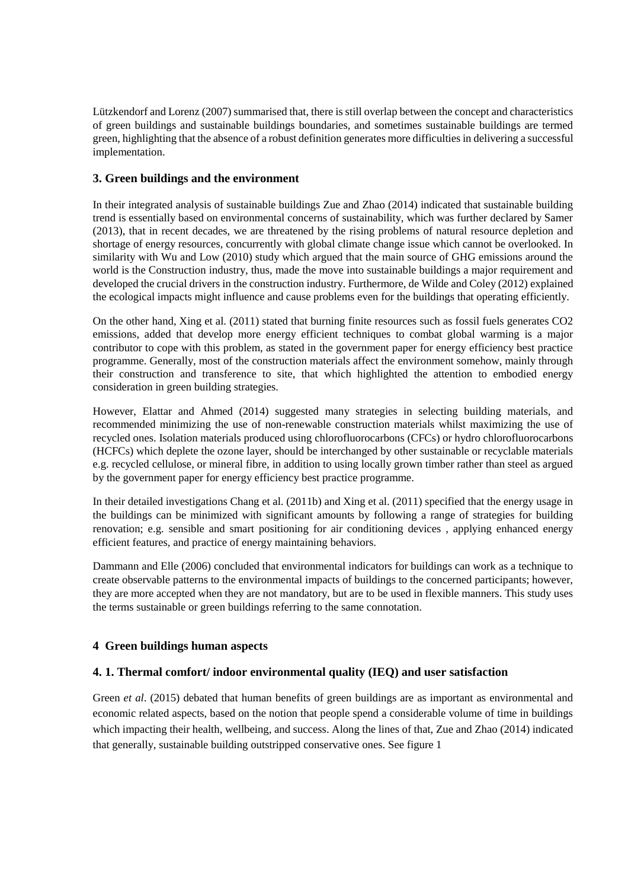Lützkendorf and Lorenz (2007) summarised that, there is still overlap between the concept and characteristics of green buildings and sustainable buildings boundaries, and sometimes sustainable buildings are termed green, highlighting that the absence of a robust definition generates more difficulties in delivering a successful implementation.

### 3. Green buildings and the environment

In their integrated analysis of sustainable buildings Zue and Zhao (2014) indicated that sustainable building trend is essentially based on environmental concerns of sustainability, which was further declared by Samer (2013), that in recent decades, we are threatened by the rising problems of natural resource depletion and shortage of energy resources, concurrently with global climate change issue which cannot be overlooked. In similarity with Wu and Low (2010) study which argued that the main source of GHG emissions around the world is the Construction industry, thus, made the move into sustainable buildings a major requirement and developed the crucial drivers in the construction industry. Furthermore, de Wilde and Coley (2012) explained the ecological impacts might influence and cause problems even for the buildings that operating efficiently.

On the other hand, Xing et al. (2011) stated that burning finite resources such as fossil fuels generates $CO_2$ emissions, added that develop more energy efficient techniques to combat global warming is a major contributor to cope with this problem, as stated in the government paper for energy efficiency best practice programme. Generally, most of the construction materials affect the environment somehow, mainly through their construction and transference to site, that which highlighted the attention to embodied energy consideration in green building strategies.

However, Elattar and Ahmed (2014) suggested many strategies in selecting building materials, and recommended minimizing the use of non-renewable construction materials whilst maximizing the use of recycled ones. Isolation materials produced using chlorofluorocarbons (CFCs) or hydro chlorofluorocarbons (HCFCs) which deplete the ozone layer, should be interchanged by other sustainable or recyclable materials e.g. recycled cellulose, or mineral fibre, in addition to using locally grown timber rather than steel as argued by the government paper for energy efficiency best practice programme.

In their detailed investigations Chang et al. (2011b) and Xing et al. (2011) specified that the energy usage in the buildings can be minimized with significant amounts by following a range of strategies for building renovation; e.g. sensible and smart positioning for air conditioning devices , applying enhanced energy efficient features, and practice of energy maintaining behaviors.

Dammann and Elle (2006) concluded that environmental indicators for buildings can work as a technique to create observable patterns to the environmental impacts of buildings to the concerned participants; however, they are more accepted when they are not mandatory, but are to be used in flexible manners. This study uses the terms sustainable or green buildings referring to the same connotation.

### 4 Green buildings human aspects

### 4. 1. Thermal comfort/ indoor environmental quality (IEQ) and user satisfaction

Green *et al*. (2015) debated that human benefits of green buildings are as important as environmental and economic related aspects, based on the notion that people spend a considerable volume of time in buildings which impacting their health, wellbeing, and success. Along the lines of that, Zue and Zhao (2014) indicated that generally, sustainable building outstripped conservative ones. See figure 1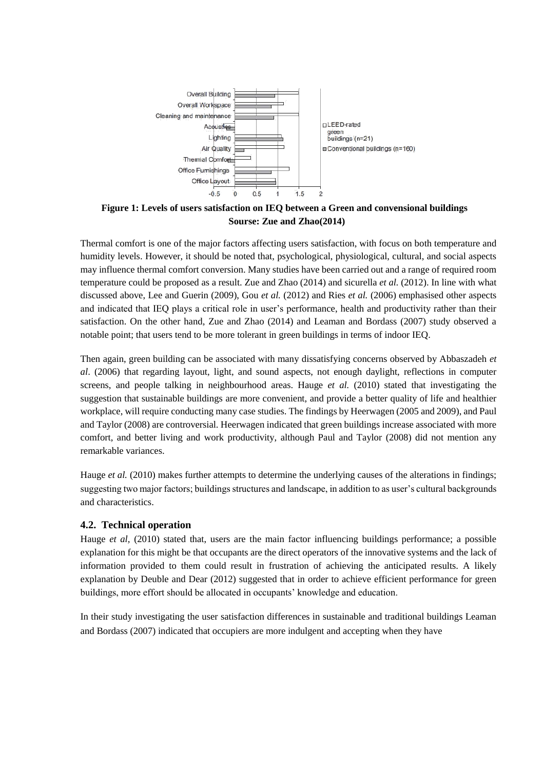**Figure 1: Levels of users satisfaction on IEQ between a Green and convensional buildings**
**Sourse: Zue and Zhao(2014)**

Thermal comfort is one of the major factors affecting users satisfaction, with focus on both temperature and humidity levels. However, it should be noted that, psychological, physiological, cultural, and social aspects may influence thermal comfort conversion. Many studies have been carried out and a range of required room temperature could be proposed as a result. Zue and Zhao (2014) and sicurella *et al.* (2012). In line with what discussed above, Lee and Guerin (2009), Gou *et al.* (2012) and Ries *et al.* (2006) emphasised other aspects and indicated that IEQ plays a critical role in user's performance, health and productivity rather than their satisfaction. On the other hand, Zue and Zhao (2014) and Leaman and Bordass (2007) study observed a notable point; that users tend to be more tolerant in green buildings in terms of indoor IEQ.

Then again, green building can be associated with many dissatisfying concerns observed by Abbaszadeh *et al*. (2006) that regarding layout, light, and sound aspects, not enough daylight, reflections in computer screens, and people talking in neighbourhood areas. Hauge *et al.* (2010) stated that investigating the suggestion that sustainable buildings are more convenient, and provide a better quality of life and healthier workplace, will require conducting many case studies. The findings by Heerwagen (2005 and 2009), and Paul and Taylor (2008) are controversial. Heerwagen indicated that green buildings increase associated with more comfort, and better living and work productivity, although Paul and Taylor (2008) did not mention any remarkable variances.

Hauge *et al.* (2010) makes further attempts to determine the underlying causes of the alterations in findings; suggesting two major factors; buildings structures and landscape, in addition to as user's cultural backgrounds and characteristics.

### 4.2. Technical operation

Hauge *et al,* (2010) stated that, users are the main factor influencing buildings performance; a possible explanation for this might be that occupants are the direct operators of the innovative systems and the lack of information provided to them could result in frustration of achieving the anticipated results. A likely explanation by Deuble and Dear (2012) suggested that in order to achieve efficient performance for green buildings, more effort should be allocated in occupants' knowledge and education.

In their study investigating the user satisfaction differences in sustainable and traditional buildings Leaman and Bordass (2007) indicated that occupiers are more indulgent and accepting when they have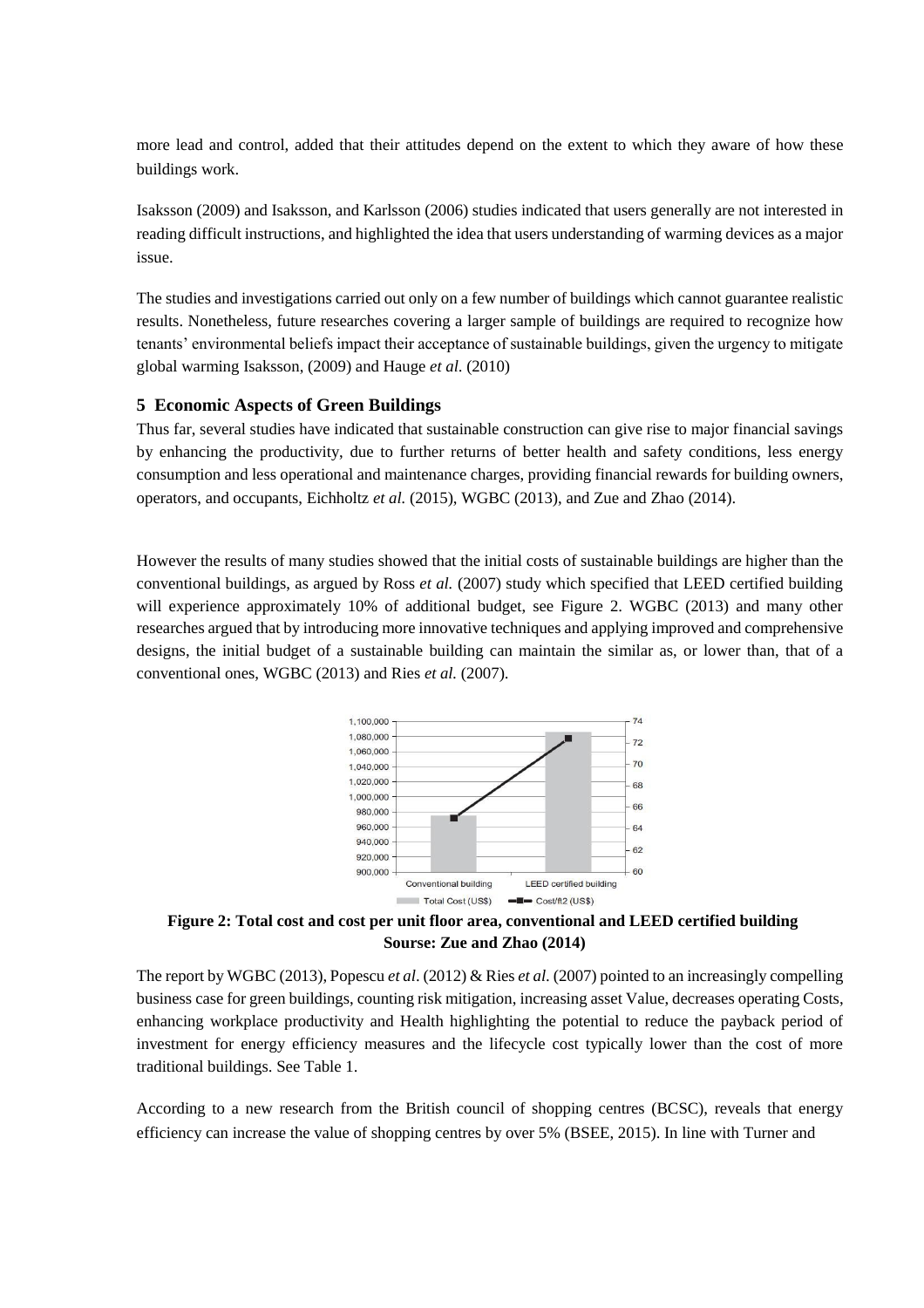more lead and control, added that their attitudes depend on the extent to which they aware of how these buildings work.

Isaksson (2009) and Isaksson, and Karlsson (2006) studies indicated that users generally are not interested in reading difficult instructions, and highlighted the idea that users understanding of warming devices as a major issue.

The studies and investigations carried out only on a few number of buildings which cannot guarantee realistic results. Nonetheless, future researches covering a larger sample of buildings are required to recognize how tenants' environmental beliefs impact their acceptance of sustainable buildings, given the urgency to mitigate global warming Isaksson, (2009) and Hauge *et al.* (2010)

## 5 Economic Aspects of Green Buildings

Thus far, several studies have indicated that sustainable construction can give rise to major financial savings by enhancing the productivity, due to further returns of better health and safety conditions, less energy consumption and less operational and maintenance charges, providing financial rewards for building owners, operators, and occupants, Eichholtz *et al.* (2015), WGBC (2013), and Zue and Zhao (2014).

However the results of many studies showed that the initial costs of sustainable buildings are higher than the conventional buildings, as argued by Ross *et al.* (2007) study which specified that LEED certified building will experience approximately 10% of additional budget, see Figure 2. WGBC (2013) and many other researches argued that by introducing more innovative techniques and applying improved and comprehensive designs, the initial budget of a sustainable building can maintain the similar as, or lower than, that of a conventional ones, WGBC (2013) and Ries *et al.* (2007).

**Figure 2: Total cost and cost per unit floor area, conventional and LEED certified building**
**Sourse: Zue and Zhao (2014)**

The report by WGBC (2013), Popescu *et al*. (2012) & Ries *et al.* (2007) pointed to an increasingly compelling business case for green buildings, counting risk mitigation, increasing asset Value, decreases operating Costs, enhancing workplace productivity and Health highlighting the potential to reduce the payback period of investment for energy efficiency measures and the lifecycle cost typically lower than the cost of more traditional buildings. See Table 1.

According to a new research from the British council of shopping centres (BCSC), reveals that energy efficiency can increase the value of shopping centres by over 5% (BSEE, 2015). In line with Turner and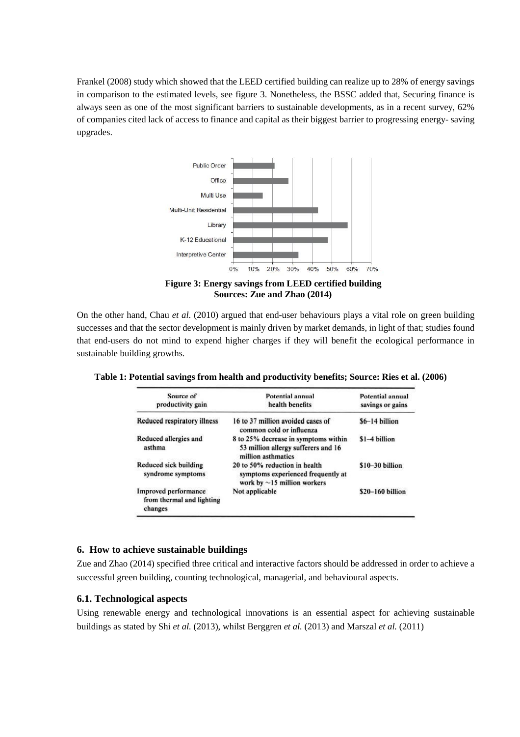Frankel (2008) study which showed that the LEED certified building can realize up to 28% of energy savings in comparison to the estimated levels, see figure 3. Nonetheless, the BSSC added that, Securing finance is always seen as one of the most significant barriers to sustainable developments, as in a recent survey, 62% of companies cited lack of access to finance and capital as their biggest barrier to progressing energy- saving upgrades.

**Figure 3: Energy savings from LEED certified building**
**Sources: Zue and Zhao (2014)**

On the other hand, Chau *et al*. (2010) argued that end-user behaviours plays a vital role on green building successes and that the sector development is mainly driven by market demands, in light of that; studies found that end-users do not mind to expend higher charges if they will benefit the ecological performance in sustainable building growths.

**Table 1: Potential savings from health and productivity benefits; Source: Ries et al. (2006)**

| Source of productivity gain | Potential annual health benefits | Potential annual savings or gains |
|---|---|---|
| Reduced respiratory illness | 16 to 37 million avoided cases of common cold or influenza | \$6–14 billion |
| Reduced allergies and asthma | 8 to 25% decrease in symptoms within 53 million allergy sufferers and 16 million asthmatics | \$1–4 billion |
| Reduced sick building syndrome symptoms | 20 to 50% reduction in health symptoms experienced frequently at work by ~15 million workers | \$10–30 billion |
| Improved performance from thermal and lighting changes | Not applicable | \$20–160 billion |

## 6. How to achieve sustainable buildings

Zue and Zhao (2014) specified three critical and interactive factors should be addressed in order to achieve a successful green building, counting technological, managerial, and behavioural aspects.

### 6.1. Technological aspects

Using renewable energy and technological innovations is an essential aspect for achieving sustainable buildings as stated by Shi *et al.* (2013), whilst Berggren *et al.* (2013) and Marszal *et al.* (2011)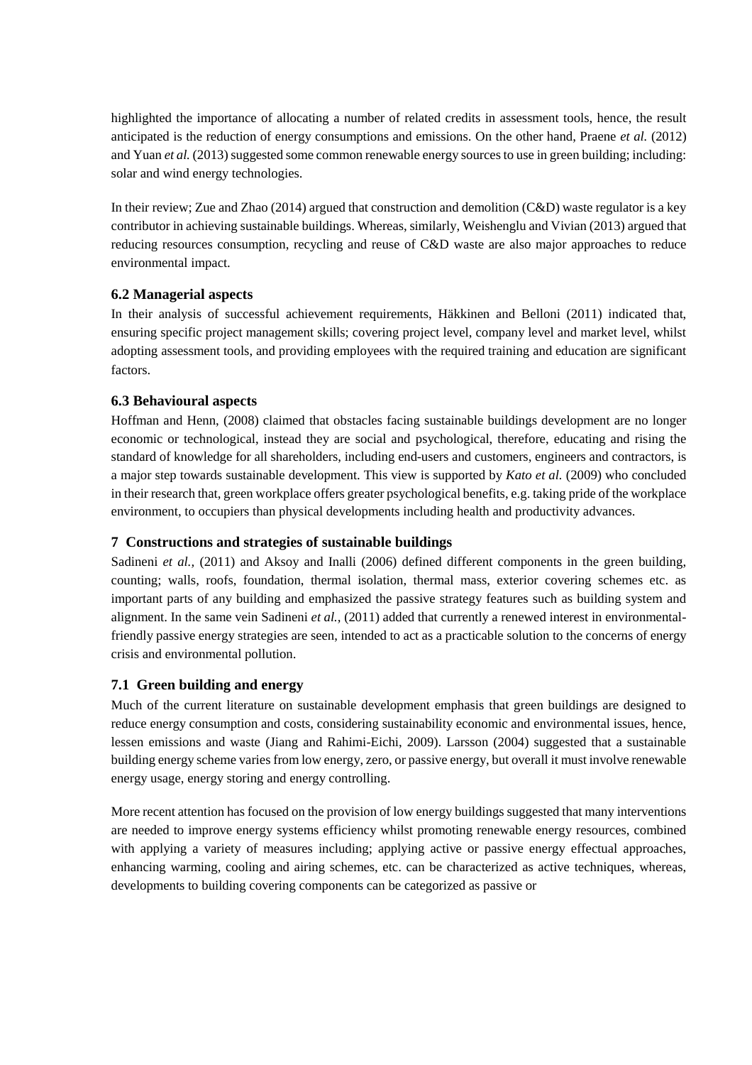highlighted the importance of allocating a number of related credits in assessment tools, hence, the result anticipated is the reduction of energy consumptions and emissions. On the other hand, Praene *et al.* (2012) and Yuan *et al.* (2013) suggested some common renewable energy sources to use in green building; including: solar and wind energy technologies.

In their review; Zue and Zhao (2014) argued that construction and demolition (C&D) waste regulator is a key contributor in achieving sustainable buildings. Whereas, similarly, Weishenglu and Vivian (2013) argued that reducing resources consumption, recycling and reuse of C&D waste are also major approaches to reduce environmental impact.

### 6.2 Managerial aspects

In their analysis of successful achievement requirements, Häkkinen and Belloni (2011) indicated that, ensuring specific project management skills; covering project level, company level and market level, whilst adopting assessment tools, and providing employees with the required training and education are significant factors.

### 6.3 Behavioural aspects

Hoffman and Henn, (2008) claimed that obstacles facing sustainable buildings development are no longer economic or technological, instead they are social and psychological, therefore, educating and rising the standard of knowledge for all shareholders, including end-users and customers, engineers and contractors, is a major step towards sustainable development. This view is supported by *Kato et al.* (2009) who concluded in their research that, green workplace offers greater psychological benefits, e.g. taking pride of the workplace environment, to occupiers than physical developments including health and productivity advances.

## 7 Constructions and strategies of sustainable buildings

Sadineni *et al.,* (2011) and Aksoy and Inalli (2006) defined different components in the green building, counting; walls, roofs, foundation, thermal isolation, thermal mass, exterior covering schemes etc. as important parts of any building and emphasized the passive strategy features such as building system and alignment. In the same vein Sadineni *et al.,* (2011) added that currently a renewed interest in environmental-friendly passive energy strategies are seen, intended to act as a practicable solution to the concerns of energy crisis and environmental pollution.

### 7.1 Green building and energy

Much of the current literature on sustainable development emphasis that green buildings are designed to reduce energy consumption and costs, considering sustainability economic and environmental issues, hence, lessen emissions and waste (Jiang and Rahimi-Eichi, 2009). Larsson (2004) suggested that a sustainable building energy scheme varies from low energy, zero, or passive energy, but overall it must involve renewable energy usage, energy storing and energy controlling.

More recent attention has focused on the provision of low energy buildings suggested that many interventions are needed to improve energy systems efficiency whilst promoting renewable energy resources, combined with applying a variety of measures including; applying active or passive energy effectual approaches, enhancing warming, cooling and airing schemes, etc. can be characterized as active techniques, whereas, developments to building covering components can be categorized as passive or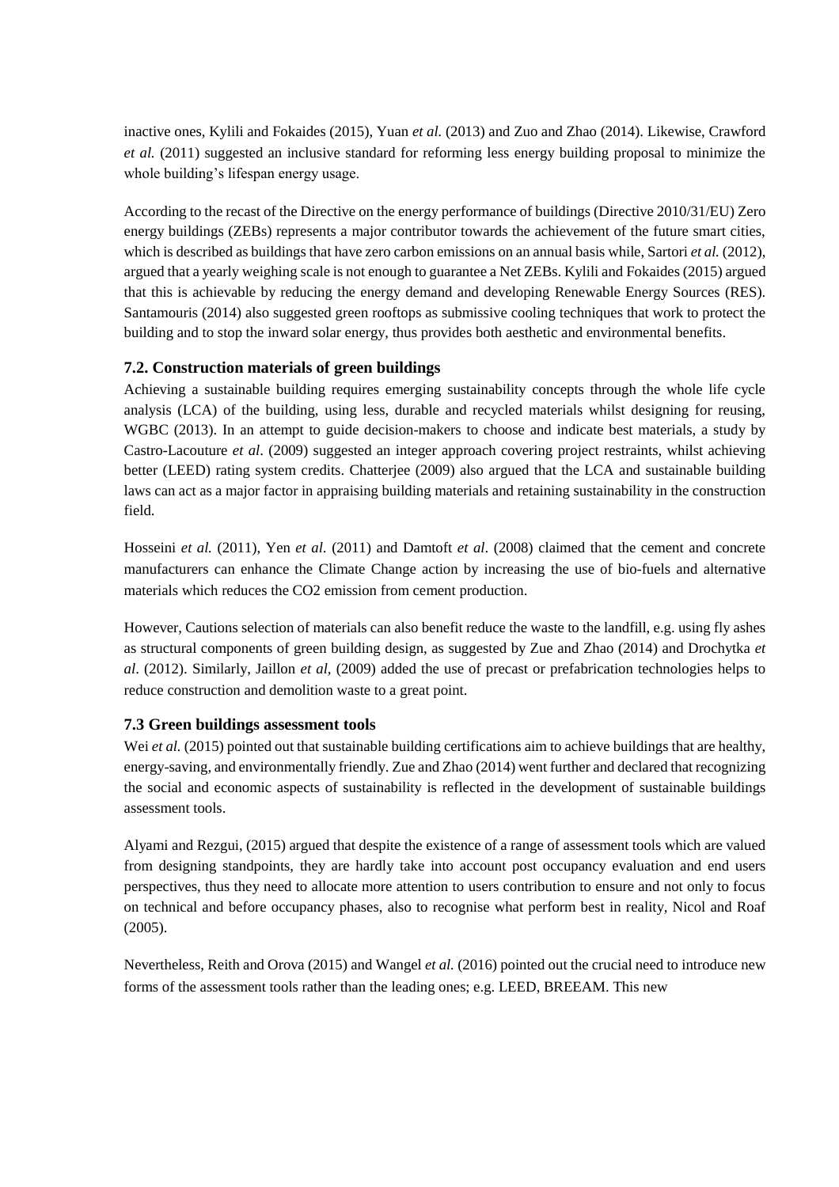inactive ones, Kylili and Fokaides (2015), Yuan *et al.* (2013) and Zuo and Zhao (2014). Likewise, Crawford *et al.* (2011) suggested an inclusive standard for reforming less energy building proposal to minimize the whole building's lifespan energy usage.

According to the recast of the Directive on the energy performance of buildings (Directive 2010/31/EU) Zero energy buildings (ZEBs) represents a major contributor towards the achievement of the future smart cities, which is described as buildings that have zero carbon emissions on an annual basis while, Sartori *et al.* (2012), argued that a yearly weighing scale is not enough to guarantee a Net ZEBs. Kylili and Fokaides (2015) argued that this is achievable by reducing the energy demand and developing Renewable Energy Sources (RES). Santamouris (2014) also suggested green rooftops as submissive cooling techniques that work to protect the building and to stop the inward solar energy, thus provides both aesthetic and environmental benefits.

### 7.2. Construction materials of green buildings

Achieving a sustainable building requires emerging sustainability concepts through the whole life cycle analysis (LCA) of the building, using less, durable and recycled materials whilst designing for reusing, WGBC (2013). In an attempt to guide decision-makers to choose and indicate best materials, a study by Castro-Lacouture *et al*. (2009) suggested an integer approach covering project restraints, whilst achieving better (LEED) rating system credits. Chatterjee (2009) also argued that the LCA and sustainable building laws can act as a major factor in appraising building materials and retaining sustainability in the construction field.

Hosseini *et al.* (2011), Yen *et al.* (2011) and Damtoft *et al*. (2008) claimed that the cement and concrete manufacturers can enhance the Climate Change action by increasing the use of bio-fuels and alternative materials which reduces the CO2 emission from cement production.

However, Cautions selection of materials can also benefit reduce the waste to the landfill, e.g. using fly ashes as structural components of green building design, as suggested by Zue and Zhao (2014) and Drochytka *et al*. (2012). Similarly, Jaillon *et al,* (2009) added the use of precast or prefabrication technologies helps to reduce construction and demolition waste to a great point.

### 7.3 Green buildings assessment tools

Wei *et al.* (2015) pointed out that sustainable building certifications aim to achieve buildings that are healthy, energy-saving, and environmentally friendly. Zue and Zhao (2014) went further and declared that recognizing the social and economic aspects of sustainability is reflected in the development of sustainable buildings assessment tools.

Alyami and Rezgui, (2015) argued that despite the existence of a range of assessment tools which are valued from designing standpoints, they are hardly take into account post occupancy evaluation and end users perspectives, thus they need to allocate more attention to users contribution to ensure and not only to focus on technical and before occupancy phases, also to recognise what perform best in reality, Nicol and Roaf (2005).

Nevertheless, Reith and Orova (2015) and Wangel *et al.* (2016) pointed out the crucial need to introduce new forms of the assessment tools rather than the leading ones; e.g. LEED, BREEAM. This new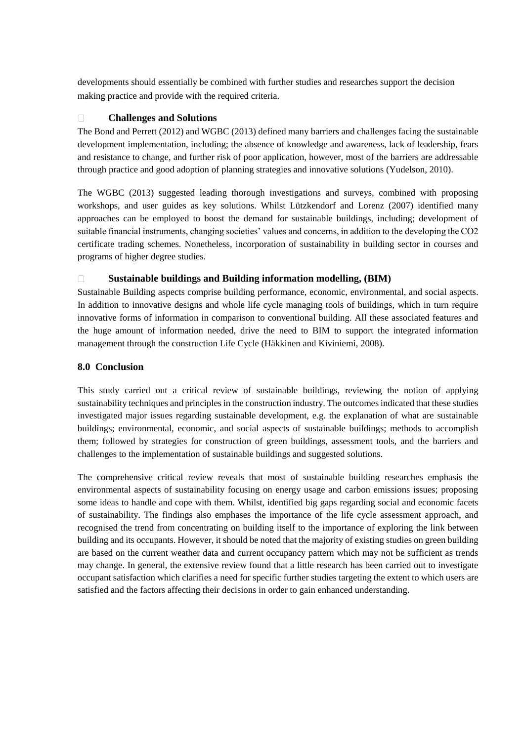developments should essentially be combined with further studies and researches support the decision making practice and provide with the required criteria.

- **Challenges and Solutions**

The Bond and Perrett (2012) and WGBC (2013) defined many barriers and challenges facing the sustainable development implementation, including; the absence of knowledge and awareness, lack of leadership, fears and resistance to change, and further risk of poor application, however, most of the barriers are addressable through practice and good adoption of planning strategies and innovative solutions (Yudelson, 2010).

The WGBC (2013) suggested leading thorough investigations and surveys, combined with proposing workshops, and user guides as key solutions. Whilst Lützkendorf and Lorenz (2007) identified many approaches can be employed to boost the demand for sustainable buildings, including; development of suitable financial instruments, changing societies' values and concerns, in addition to the developing the $CO_2$ certificate trading schemes. Nonetheless, incorporation of sustainability in building sector in courses and programs of higher degree studies.

- **Sustainable buildings and Building information modelling, (BIM)**

Sustainable Building aspects comprise building performance, economic, environmental, and social aspects. In addition to innovative designs and whole life cycle managing tools of buildings, which in turn require innovative forms of information in comparison to conventional building. All these associated features and the huge amount of information needed, drive the need to BIM to support the integrated information management through the construction Life Cycle (Häkkinen and Kiviniemi, 2008).

## 8.0 Conclusion

This study carried out a critical review of sustainable buildings, reviewing the notion of applying sustainability techniques and principles in the construction industry. The outcomes indicated that these studies investigated major issues regarding sustainable development, e.g. the explanation of what are sustainable buildings; environmental, economic, and social aspects of sustainable buildings; methods to accomplish them; followed by strategies for construction of green buildings, assessment tools, and the barriers and challenges to the implementation of sustainable buildings and suggested solutions.

The comprehensive critical review reveals that most of sustainable building researches emphasis the environmental aspects of sustainability focusing on energy usage and carbon emissions issues; proposing some ideas to handle and cope with them. Whilst, identified big gaps regarding social and economic facets of sustainability. The findings also emphases the importance of the life cycle assessment approach, and recognised the trend from concentrating on building itself to the importance of exploring the link between building and its occupants. However, it should be noted that the majority of existing studies on green building are based on the current weather data and current occupancy pattern which may not be sufficient as trends may change. In general, the extensive review found that a little research has been carried out to investigate occupant satisfaction which clarifies a need for specific further studies targeting the extent to which users are satisfied and the factors affecting their decisions in order to gain enhanced understanding.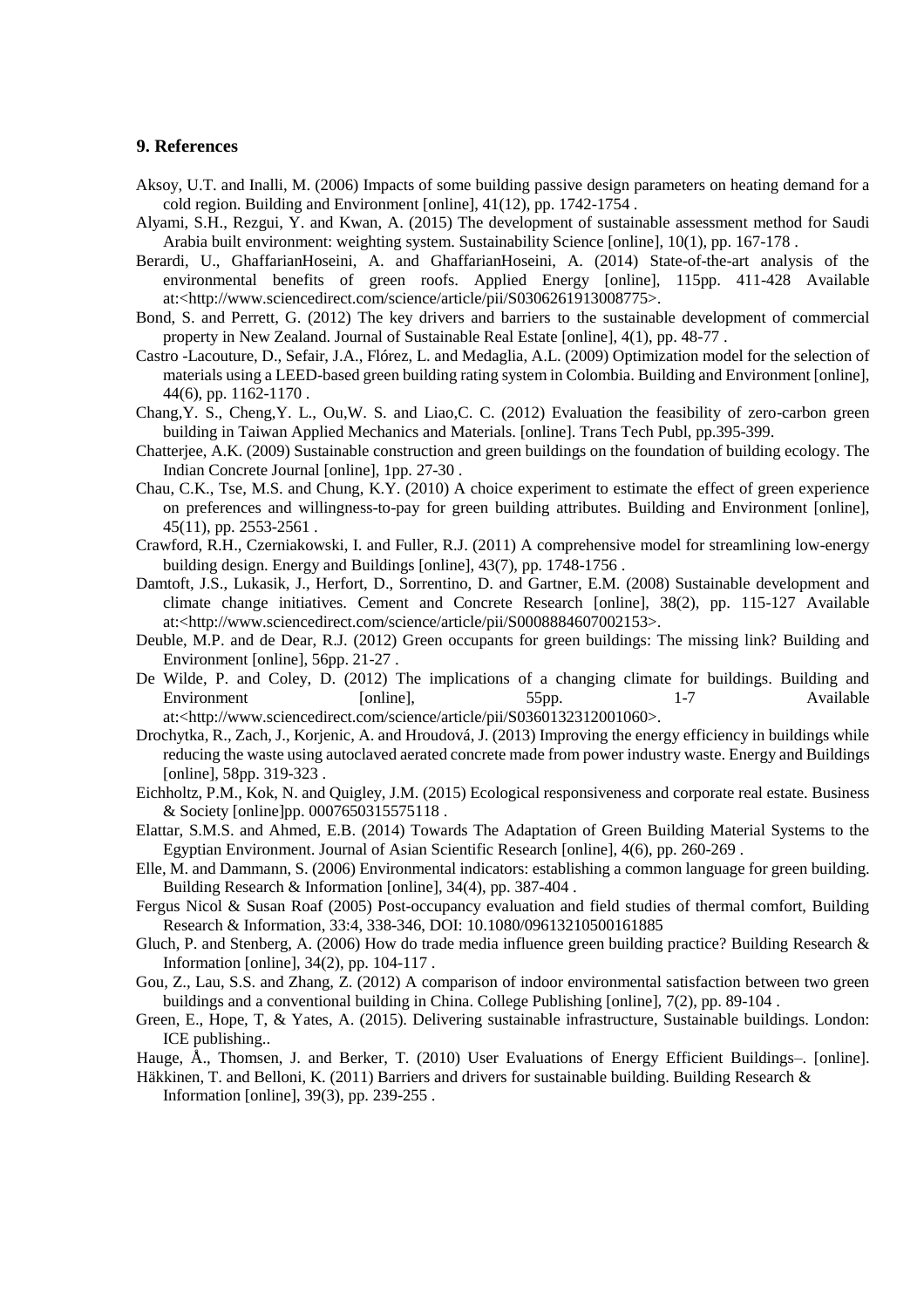## 9. References

Aksoy, U.T. and Inalli, M. (2006) Impacts of some building passive design parameters on heating demand for a cold region. Building and Environment [online], 41(12), pp. 1742-1754 .

Alyami, S.H., Rezgui, Y. and Kwan, A. (2015) The development of sustainable assessment method for Saudi Arabia built environment: weighting system. Sustainability Science [online], 10(1), pp. 167-178 .

Berardi, U., GhaffarianHoseini, A. and GhaffarianHoseini, A. (2014) State-of-the-art analysis of the environmental benefits of green roofs. Applied Energy [online], 115pp. 411-428 Available at:<http://www.sciencedirect.com/science/article/pii/S0306261913008775>.

Bond, S. and Perrett, G. (2012) The key drivers and barriers to the sustainable development of commercial property in New Zealand. Journal of Sustainable Real Estate [online], 4(1), pp. 48-77 .

Castro -Lacouture, D., Sefair, J.A., Flórez, L. and Medaglia, A.L. (2009) Optimization model for the selection of materials using a LEED-based green building rating system in Colombia. Building and Environment [online], 44(6), pp. 1162-1170 .

Chang,Y. S., Cheng,Y. L., Ou,W. S. and Liao,C. C. (2012) Evaluation the feasibility of zero-carbon green building in Taiwan Applied Mechanics and Materials. [online]. Trans Tech Publ, pp.395-399.

Chatterjee, A.K. (2009) Sustainable construction and green buildings on the foundation of building ecology. The Indian Concrete Journal [online], 1pp. 27-30 .

Chau, C.K., Tse, M.S. and Chung, K.Y. (2010) A choice experiment to estimate the effect of green experience on preferences and willingness-to-pay for green building attributes. Building and Environment [online], 45(11), pp. 2553-2561 .

Crawford, R.H., Czerniakowski, I. and Fuller, R.J. (2011) A comprehensive model for streamlining low-energy building design. Energy and Buildings [online], 43(7), pp. 1748-1756 .

Damtoft, J.S., Lukasik, J., Herfort, D., Sorrentino, D. and Gartner, E.M. (2008) Sustainable development and climate change initiatives. Cement and Concrete Research [online], 38(2), pp. 115-127 Available at:<http://www.sciencedirect.com/science/article/pii/S0008884607002153>.

Deuble, M.P. and de Dear, R.J. (2012) Green occupants for green buildings: The missing link? Building and Environment [online], 56pp. 21-27 .

De Wilde, P. and Coley, D. (2012) The implications of a changing climate for buildings. Building and Environment [online], 55pp. 1-7 Available at:<http://www.sciencedirect.com/science/article/pii/S0360132312001060>.

Drochytka, R., Zach, J., Korjenic, A. and Hroudová, J. (2013) Improving the energy efficiency in buildings while reducing the waste using autoclaved aerated concrete made from power industry waste. Energy and Buildings [online], 58pp. 319-323 .

Eichholtz, P.M., Kok, N. and Quigley, J.M. (2015) Ecological responsiveness and corporate real estate. Business & Society [online]pp. 0007650315575118 .

Elattar, S.M.S. and Ahmed, E.B. (2014) Towards The Adaptation of Green Building Material Systems to the Egyptian Environment. Journal of Asian Scientific Research [online], 4(6), pp. 260-269 .

Elle, M. and Dammann, S. (2006) Environmental indicators: establishing a common language for green building. Building Research & Information [online], 34(4), pp. 387-404 .

Fergus Nicol & Susan Roaf (2005) Post-occupancy evaluation and field studies of thermal comfort, Building Research & Information, 33:4, 338-346, DOI: 10.1080/09613210500161885

Gluch, P. and Stenberg, A. (2006) How do trade media influence green building practice? Building Research & Information [online], 34(2), pp. 104-117 .

Gou, Z., Lau, S.S. and Zhang, Z. (2012) A comparison of indoor environmental satisfaction between two green buildings and a conventional building in China. College Publishing [online], 7(2), pp. 89-104 .

Green, E., Hope, T, & Yates, A. (2015). Delivering sustainable infrastructure, Sustainable buildings. London: ICE publishing..

Hauge, Å., Thomsen, J. and Berker, T. (2010) User Evaluations of Energy Efficient Buildings–. [online].

Häkkinen, T. and Belloni, K. (2011) Barriers and drivers for sustainable building. Building Research & Information [online], 39(3), pp. 239-255 .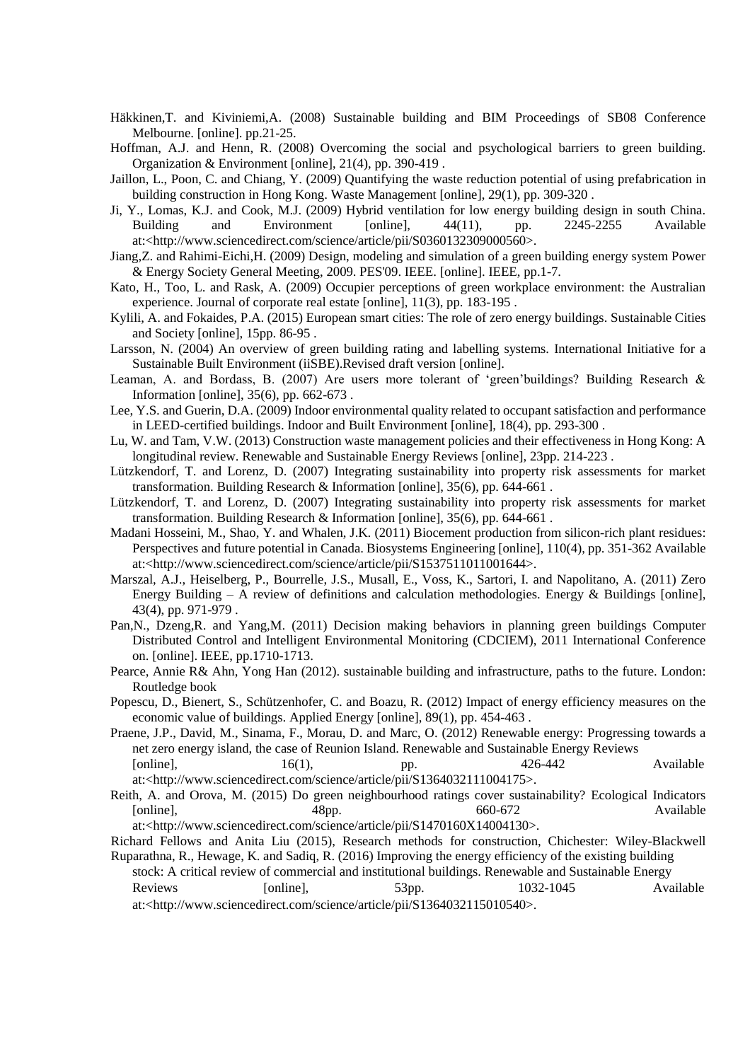Häkkinen,T. and Kiviniemi,A. (2008) Sustainable building and BIM Proceedings of SB08 Conference Melbourne. [online]. pp.21-25.

Hoffman, A.J. and Henn, R. (2008) Overcoming the social and psychological barriers to green building. Organization & Environment [online], 21(4), pp. 390-419 .

Jaillon, L., Poon, C. and Chiang, Y. (2009) Quantifying the waste reduction potential of using prefabrication in building construction in Hong Kong. Waste Management [online], 29(1), pp. 309-320 .

Ji, Y., Lomas, K.J. and Cook, M.J. (2009) Hybrid ventilation for low energy building design in south China. Building and Environment [online], 44(11), pp. 2245-2255 Available at:<http://www.sciencedirect.com/science/article/pii/S0360132309000560>.

Jiang,Z. and Rahimi-Eichi,H. (2009) Design, modeling and simulation of a green building energy system Power & Energy Society General Meeting, 2009. PES'09. IEEE. [online]. IEEE, pp.1-7.

Kato, H., Too, L. and Rask, A. (2009) Occupier perceptions of green workplace environment: the Australian experience. Journal of corporate real estate [online], 11(3), pp. 183-195 .

Kylili, A. and Fokaides, P.A. (2015) European smart cities: The role of zero energy buildings. Sustainable Cities and Society [online], 15pp. 86-95 .

Larsson, N. (2004) An overview of green building rating and labelling systems. International Initiative for a Sustainable Built Environment (iiSBE).Revised draft version [online].

Leaman, A. and Bordass, B. (2007) Are users more tolerant of 'green'buildings? Building Research & Information [online], 35(6), pp. 662-673 .

Lee, Y.S. and Guerin, D.A. (2009) Indoor environmental quality related to occupant satisfaction and performance in LEED-certified buildings. Indoor and Built Environment [online], 18(4), pp. 293-300 .

Lu, W. and Tam, V.W. (2013) Construction waste management policies and their effectiveness in Hong Kong: A longitudinal review. Renewable and Sustainable Energy Reviews [online], 23pp. 214-223 .

Lützkendorf, T. and Lorenz, D. (2007) Integrating sustainability into property risk assessments for market transformation. Building Research & Information [online], 35(6), pp. 644-661 .

Lützkendorf, T. and Lorenz, D. (2007) Integrating sustainability into property risk assessments for market transformation. Building Research & Information [online], 35(6), pp. 644-661 .

Madani Hosseini, M., Shao, Y. and Whalen, J.K. (2011) Biocement production from silicon-rich plant residues: Perspectives and future potential in Canada. Biosystems Engineering [online], 110(4), pp. 351-362 Available at:<http://www.sciencedirect.com/science/article/pii/S1537511011001644>.

Marszal, A.J., Heiselberg, P., Bourrelle, J.S., Musall, E., Voss, K., Sartori, I. and Napolitano, A. (2011) Zero Energy Building – A review of definitions and calculation methodologies. Energy & Buildings [online], 43(4), pp. 971-979 .

Pan,N., Dzeng,R. and Yang,M. (2011) Decision making behaviors in planning green buildings Computer Distributed Control and Intelligent Environmental Monitoring (CDCIEM), 2011 International Conference on. [online]. IEEE, pp.1710-1713.

Pearce, Annie R& Ahn, Yong Han (2012). sustainable building and infrastructure, paths to the future. London: Routledge book

Popescu, D., Bienert, S., Schützenhofer, C. and Boazu, R. (2012) Impact of energy efficiency measures on the economic value of buildings. Applied Energy [online], 89(1), pp. 454-463 .

Praene, J.P., David, M., Sinama, F., Morau, D. and Marc, O. (2012) Renewable energy: Progressing towards a net zero energy island, the case of Reunion Island. Renewable and Sustainable Energy Reviews [online], 16(1), pp. 426-442 Available at:<http://www.sciencedirect.com/science/article/pii/S1364032111004175>.

Reith, A. and Orova, M. (2015) Do green neighbourhood ratings cover sustainability? Ecological Indicators [online], 48pp. 660-672 Available at:<http://www.sciencedirect.com/science/article/pii/S1470160X14004130>.

Richard Fellows and Anita Liu (2015), Research methods for construction, Chichester: Wiley-Blackwell

Ruparathna, R., Hewage, K. and Sadiq, R. (2016) Improving the energy efficiency of the existing building stock: A critical review of commercial and institutional buildings. Renewable and Sustainable Energy Reviews [online], 53pp. 1032-1045 Available at:<http://www.sciencedirect.com/science/article/pii/S1364032115010540>.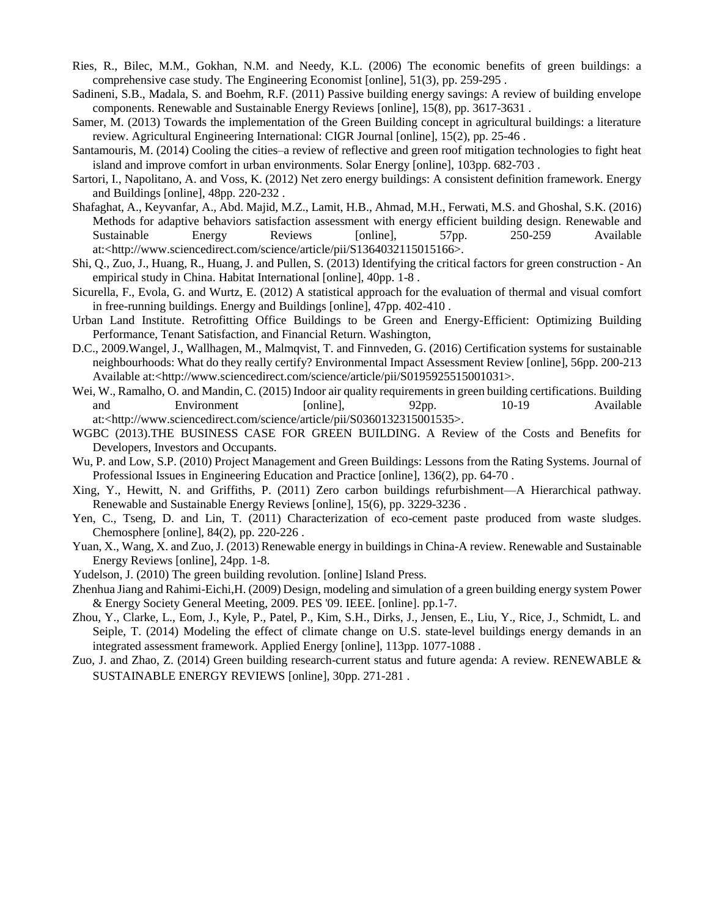Ries, R., Bilec, M.M., Gokhan, N.M. and Needy, K.L. (2006) The economic benefits of green buildings: a comprehensive case study. The Engineering Economist [online], 51(3), pp. 259-295 .

Sadineni, S.B., Madala, S. and Boehm, R.F. (2011) Passive building energy savings: A review of building envelope components. Renewable and Sustainable Energy Reviews [online], 15(8), pp. 3617-3631 .

Samer, M. (2013) Towards the implementation of the Green Building concept in agricultural buildings: a literature review. Agricultural Engineering International: CIGR Journal [online], 15(2), pp. 25-46 .

Santamouris, M. (2014) Cooling the cities–a review of reflective and green roof mitigation technologies to fight heat island and improve comfort in urban environments. Solar Energy [online], 103pp. 682-703 .

Sartori, I., Napolitano, A. and Voss, K. (2012) Net zero energy buildings: A consistent definition framework. Energy and Buildings [online], 48pp. 220-232 .

Shafaghat, A., Keyvanfar, A., Abd. Majid, M.Z., Lamit, H.B., Ahmad, M.H., Ferwati, M.S. and Ghoshal, S.K. (2016) Methods for adaptive behaviors satisfaction assessment with energy efficient building design. Renewable and Sustainable Energy Reviews [online], 57pp. 250-259 Available at:<http://www.sciencedirect.com/science/article/pii/S1364032115015166>.

Shi, Q., Zuo, J., Huang, R., Huang, J. and Pullen, S. (2013) Identifying the critical factors for green construction - An empirical study in China. Habitat International [online], 40pp. 1-8 .

Sicurella, F., Evola, G. and Wurtz, E. (2012) A statistical approach for the evaluation of thermal and visual comfort in free-running buildings. Energy and Buildings [online], 47pp. 402-410 .

Urban Land Institute. Retrofitting Office Buildings to be Green and Energy-Efficient: Optimizing Building Performance, Tenant Satisfaction, and Financial Return. Washington,

D.C., 2009.Wangel, J., Wallhagen, M., Malmqvist, T. and Finnveden, G. (2016) Certification systems for sustainable neighbourhoods: What do they really certify? Environmental Impact Assessment Review [online], 56pp. 200-213 Available at:<http://www.sciencedirect.com/science/article/pii/S0195925515001031>.

Wei, W., Ramalho, O. and Mandin, C. (2015) Indoor air quality requirements in green building certifications. Building and Environment [online], 92pp. 10-19 Available at:<http://www.sciencedirect.com/science/article/pii/S0360132315001535>.

WGBC (2013).THE BUSINESS CASE FOR GREEN BUILDING. A Review of the Costs and Benefits for Developers, Investors and Occupants.

Wu, P. and Low, S.P. (2010) Project Management and Green Buildings: Lessons from the Rating Systems. Journal of Professional Issues in Engineering Education and Practice [online], 136(2), pp. 64-70 .

Xing, Y., Hewitt, N. and Griffiths, P. (2011) Zero carbon buildings refurbishment—A Hierarchical pathway. Renewable and Sustainable Energy Reviews [online], 15(6), pp. 3229-3236 .

Yen, C., Tseng, D. and Lin, T. (2011) Characterization of eco-cement paste produced from waste sludges. Chemosphere [online], 84(2), pp. 220-226 .

Yuan, X., Wang, X. and Zuo, J. (2013) Renewable energy in buildings in China-A review. Renewable and Sustainable Energy Reviews [online], 24pp. 1-8.

Yudelson, J. (2010) The green building revolution. [online] Island Press.

Zhenhua Jiang and Rahimi-Eichi,H. (2009) Design, modeling and simulation of a green building energy system Power & Energy Society General Meeting, 2009. PES '09. IEEE. [online]. pp.1-7.

Zhou, Y., Clarke, L., Eom, J., Kyle, P., Patel, P., Kim, S.H., Dirks, J., Jensen, E., Liu, Y., Rice, J., Schmidt, L. and Seiple, T. (2014) Modeling the effect of climate change on U.S. state-level buildings energy demands in an integrated assessment framework. Applied Energy [online], 113pp. 1077-1088 .

Zuo, J. and Zhao, Z. (2014) Green building research-current status and future agenda: A review. RENEWABLE & SUSTAINABLE ENERGY REVIEWS [online], 30pp. 271-281 .